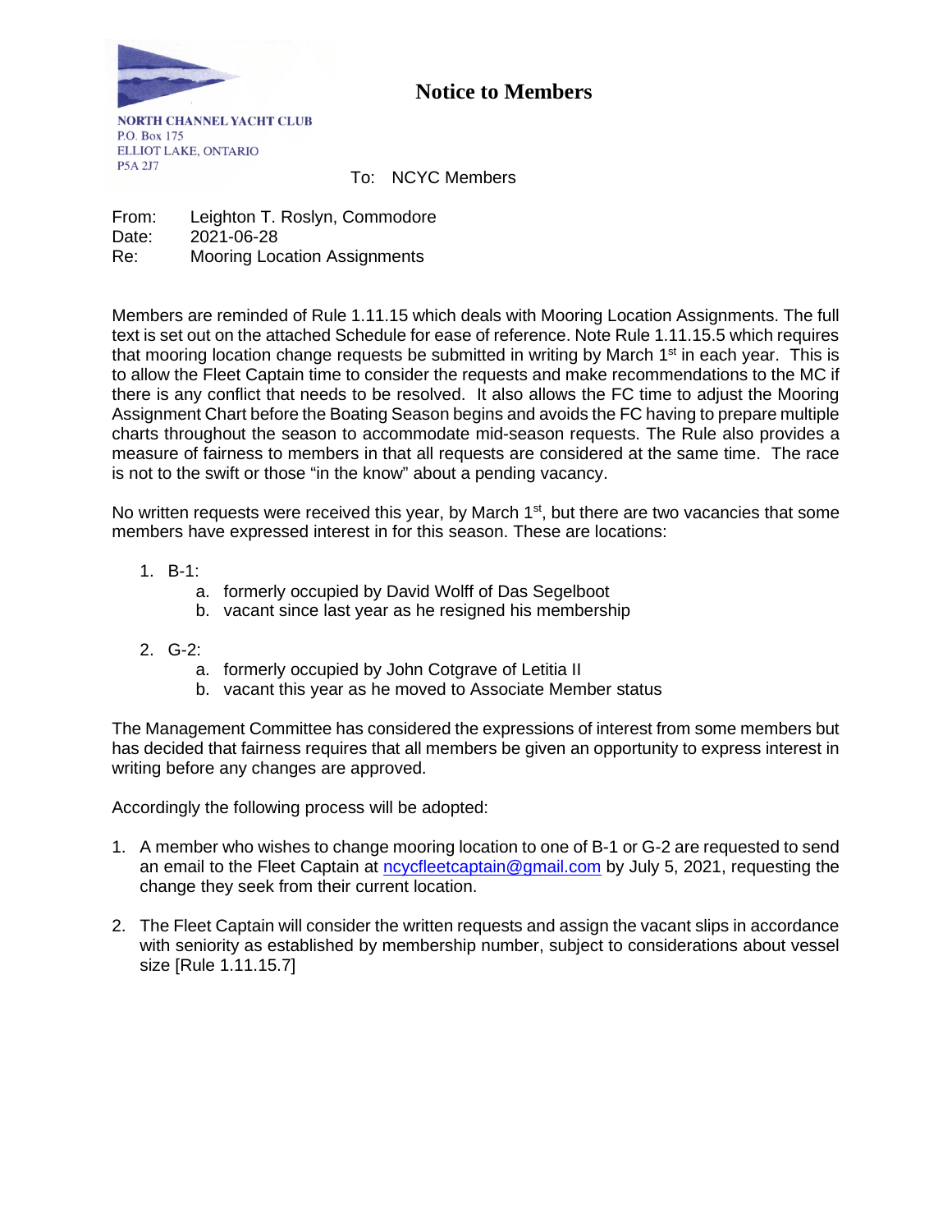NORTH CHANNEL YACHT CLUB
P.O. Box 175
ELLIOT LAKE, ONTARIO
P5A 2J7

# Notice to Members

To: NCYC Members

From: Leighton T. Roslyn, Commodore
Date: 2021-06-28
Re: Mooring Location Assignments

Members are reminded of Rule 1.11.15 which deals with Mooring Location Assignments. The full text is set out on the attached Schedule for ease of reference. Note Rule 1.11.15.5 which requires that mooring location change requests be submitted in writing by March 1st in each year. This is to allow the Fleet Captain time to consider the requests and make recommendations to the MC if there is any conflict that needs to be resolved. It also allows the FC time to adjust the Mooring Assignment Chart before the Boating Season begins and avoids the FC having to prepare multiple charts throughout the season to accommodate mid-season requests. The Rule also provides a measure of fairness to members in that all requests are considered at the same time. The race is not to the swift or those "in the know" about a pending vacancy.

No written requests were received this year, by March 1st, but there are two vacancies that some members have expressed interest in for this season. These are locations:

1. B-1:
   a. formerly occupied by David Wolff of Das Segelboot
   b. vacant since last year as he resigned his membership

2. G-2:
   a. formerly occupied by John Cotgrave of Letitia II
   b. vacant this year as he moved to Associate Member status

The Management Committee has considered the expressions of interest from some members but has decided that fairness requires that all members be given an opportunity to express interest in writing before any changes are approved.

Accordingly the following process will be adopted:

1. A member who wishes to change mooring location to one of B-1 or G-2 are requested to send an email to the Fleet Captain at ncycfleetcaptain@gmail.com by July 5, 2021, requesting the change they seek from their current location.

2. The Fleet Captain will consider the written requests and assign the vacant slips in accordance with seniority as established by membership number, subject to considerations about vessel size [Rule 1.11.15.7]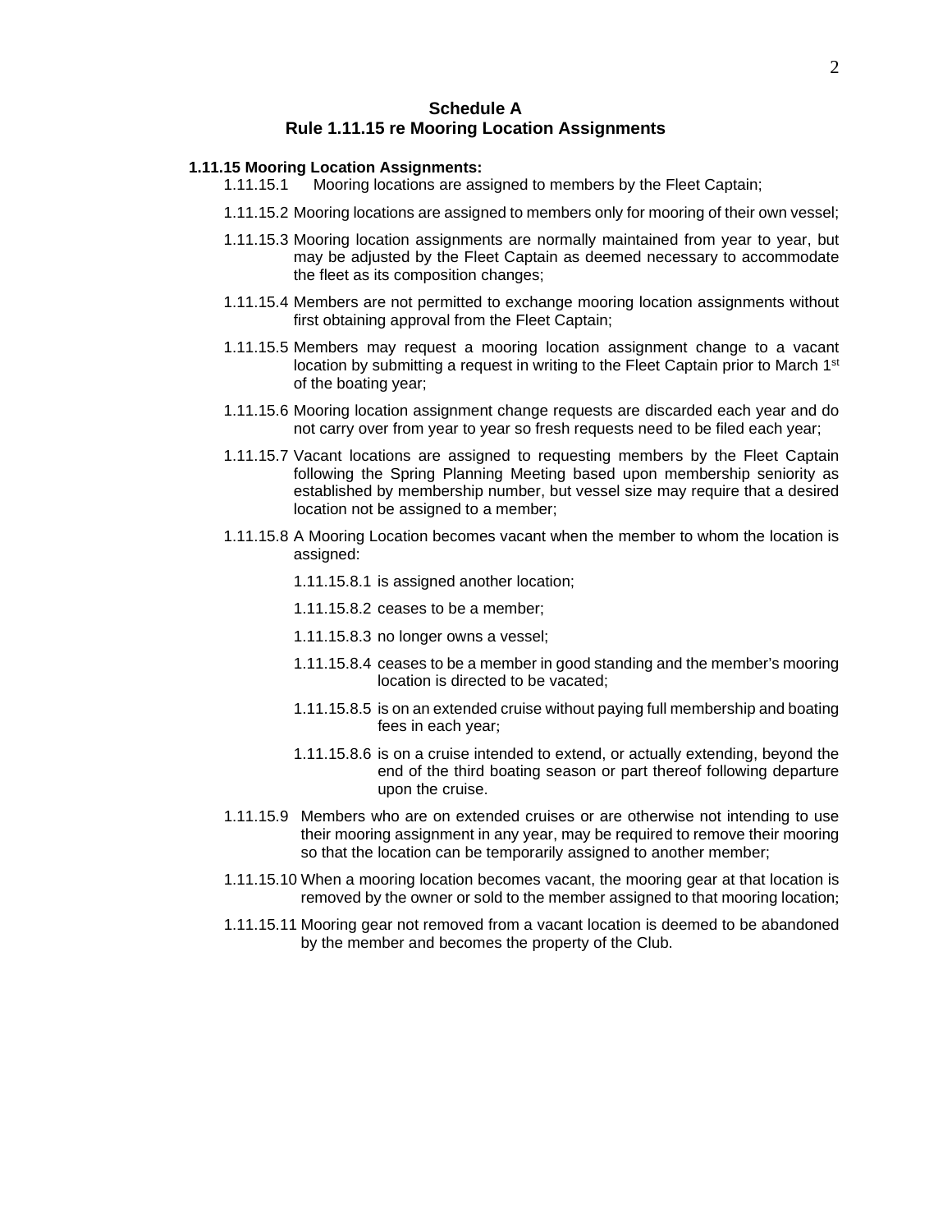## Schedule A
## Rule 1.11.15 re Mooring Location Assignments

**1.11.15 Mooring Location Assignments:**

1.11.15.1 Mooring locations are assigned to members by the Fleet Captain;

1.11.15.2 Mooring locations are assigned to members only for mooring of their own vessel;

1.11.15.3 Mooring location assignments are normally maintained from year to year, but may be adjusted by the Fleet Captain as deemed necessary to accommodate the fleet as its composition changes;

1.11.15.4 Members are not permitted to exchange mooring location assignments without first obtaining approval from the Fleet Captain;

1.11.15.5 Members may request a mooring location assignment change to a vacant location by submitting a request in writing to the Fleet Captain prior to March 1st of the boating year;

1.11.15.6 Mooring location assignment change requests are discarded each year and do not carry over from year to year so fresh requests need to be filed each year;

1.11.15.7 Vacant locations are assigned to requesting members by the Fleet Captain following the Spring Planning Meeting based upon membership seniority as established by membership number, but vessel size may require that a desired location not be assigned to a member;

1.11.15.8 A Mooring Location becomes vacant when the member to whom the location is assigned:

- 1.11.15.8.1 is assigned another location;
- 1.11.15.8.2 ceases to be a member;
- 1.11.15.8.3 no longer owns a vessel;
- 1.11.15.8.4 ceases to be a member in good standing and the member's mooring location is directed to be vacated;
- 1.11.15.8.5 is on an extended cruise without paying full membership and boating fees in each year;
- 1.11.15.8.6 is on a cruise intended to extend, or actually extending, beyond the end of the third boating season or part thereof following departure upon the cruise.

1.11.15.9 Members who are on extended cruises or are otherwise not intending to use their mooring assignment in any year, may be required to remove their mooring so that the location can be temporarily assigned to another member;

1.11.15.10 When a mooring location becomes vacant, the mooring gear at that location is removed by the owner or sold to the member assigned to that mooring location;

1.11.15.11 Mooring gear not removed from a vacant location is deemed to be abandoned by the member and becomes the property of the Club.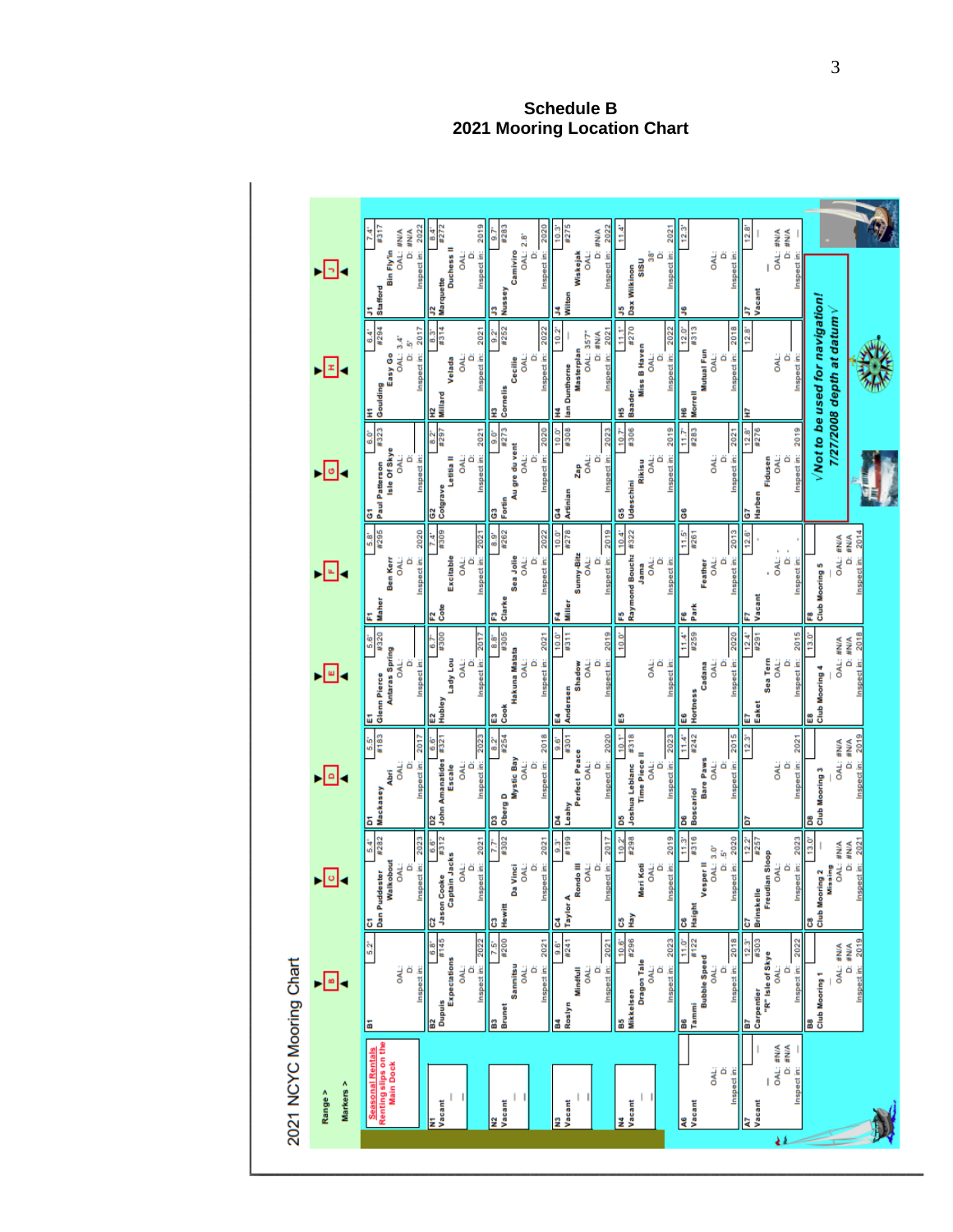**Schedule B**
**2021 Mooring Location Chart**

2021 NCYC Mooring Chart

Range > Markers >

| Row | (Left) | B | C | D | E | F | G | H | J |
|---|---|---|---|---|---|---|---|---|---|
| 1 | Seasonal Rentals Renting slips on the Main Dock | B1, 5.2', OAL:, D:, Inspect in: | C1 Dan Puddester, Walkobout, 5.4', #282, OAL:, D:, Inspect in: 2023 | D1 Mackasey, Abri, 5.5', #183, OAL:, D:, Inspect in: 2017 | E1 Glenn Pierce, Antares Spring, 5.6', #320, OAL:, D:, Inspect in: | F1 Maher, Ben Kerr, 5.8', #295, OAL:, D:, Inspect in: 2020 | G1 Paul Patterson, Isle Of Skye, 6.0', #323, OAL:, D:, Inspect in: | H1 Goulding, Easy Go, 6.4', #294, OAL: 3.4', D: .5', Inspect in: 2017 | J1 Stafford, Bin Fly'in, 7.4', #317, OAL: #N/A, D: #N/A, Inspect in: 2022 |
| 2 | N1 Vacant | B2 Dupuis, Expectations, 6.8', #145, OAL:, D:, Inspect in: 2022 | C2 Jason Cooke, Captain Jacks, 6.6', #312, OAL:, D:, Inspect in: 2021 | D2 John Amanatides, Escale, 6.6', #321, OAL:, D:, Inspect in: 2023 | E2 Hubley, Lady Lou, 6.7', #300, OAL:, D:, Inspect in: 2017 | F2 Cote, Excitable, 7.4', #309, OAL:, D:, Inspect in: 2021 | G2 Colgrave, Letitia II, 8.2', #297, OAL:, D:, Inspect in: 2021 | H2 Millard, Velada, 8.3', #314, OAL:, D:, Inspect in: 2021 | J2 Marquette, Duchess II, 8.4', #272, OAL:, D:, Inspect in: 2019 |
| 3 | N2 Vacant | B3 Brunet, Sannitsu, 7.5', #200, OAL:, D:, Inspect in: 2021 | C3 Hewitt, Da Vinci, 7.7', #302, OAL:, D:, Inspect in: 2021 | D3 Oberg D, Mystic Bay, 8.2', #254, OAL:, D:, Inspect in: 2018 | E3 Cook, Hakuna Matata, 8.8', #305, OAL:, D:, Inspect in: 2021 | F3 Clarke, Sea Jolie, 8.9', #262, OAL:, D:, Inspect in: 2022 | G3 Fortin, Au gre du vent, 9.0', #273, OAL:, D:, Inspect in: 2020 | H3 Cornelis, Cecilie, 9.2', #252, OAL:, D:, Inspect in: 2022 | J3 Nussey, Carnivoro, 9.7', #283, OAL: 2.8', D:, Inspect in: 2020 |
| 4 | N3 Vacant | B4 Roslyn, Mindfull, 9.6', #241, OAL:, D:, Inspect in: 2021 | C4 Taylor A, Rondo III, 9.3', #199, OAL:, D:, Inspect in: 2017 | D4 Leahy, Perfect Peace, 9.6', #301, OAL:, D:, Inspect in: 2020 | E4 Andersen, Shadow, 10.0', #311, OAL:, D:, Inspect in: 2019 | F4 Miller, Sunny-Bitz, 10.0', #278, OAL:, D:, Inspect in: 2019 | G4 Artinian, Zap, 10.0', #308, OAL:, D:, Inspect in: 2023 | H4 Ian Dunthorne, Masterplan, 10.2', —, OAL: 35'7", D: #N/A, Inspect in: 2021 | J4 Wilton, Wiskejak, 10.3', #275, OAL:, D: #N/A, Inspect in: 2022 |
| 5 | N4 Vacant | B5 Mikkelsen, Dragon Tale, 10.6', #296, OAL:, D:, Inspect in: 2023 | C5 Hay, Meri Koti, 10.2', #298, OAL:, D:, Inspect in: 2019 | D5 Joshua Leblanc, Time Piece II, 10.1', #318, OAL:, D:, Inspect in: 2023 | E5, 10.0', OAL:, D:, Inspect in: | F5 Raymond Bouchard, Jama, 10.4', #322, OAL:, D:, Inspect in: | G5 Udeschini, Rikisu, 10.7', #306, OAL:, D:, Inspect in: 2019 | H5 Baader, Miss B Haven, 11.1', #270, OAL:, D:, Inspect in: 2022 | J5 Dax Wilkinson, SISU, 11.4', 38', D:, Inspect in: 2021 |
| 6 | A6 Vacant, OAL:, D:, Inspect in: | B6 Tammi, Bubble Speed, 11.0', #122, OAL:, D:, Inspect in: 2018 | C6 Haight, Vesper II, 11.3', #316, OAL: 3.0', D: .5', Inspect in: 2020 | D6 Boscariol, Bare Paws, 11.4', #242, OAL:, D:, Inspect in: 2015 | E6 Hortness, Cadana, 11.4', #259, OAL:, D:, Inspect in: 2020 | F6 Park, Feather, 11.5', #261, OAL:, D:, Inspect in: 2013 | G6, 11.7', #283, OAL:, D:, Inspect in: 2021 | H6 Morrell, Mutual Fun, 12.0', #313, OAL:, D:, Inspect in: 2018 | J6, 12.3', OAL:, D:, Inspect in: |
| 7 | A7 Vacant, —, OAL: #N/A, D: #N/A, Inspect in: — | B7 Carpentier, "R" Isle of Skye, 12.3', #303, OAL:, D:, Inspect in: 2022 | C7 Brinskelle, Freudian Sloop, 12.2', #257, OAL:, D:, Inspect in: 2023 | D7, 12.3', OAL:, D:, Inspect in: 2021 | E7 Eaket, Sea Tern, 12.4', #291, OAL:, D:, Inspect in: 2015 | F7 Vacant, 12.6', OAL: -, D: -, Inspect in: | G7 Harben, Fidusen, 12.8', #276, OAL:, D:, Inspect in: 2019 | H7, 12.8', OAL:, D:, Inspect in: | J7 Vacant, 12.8', —, OAL: #N/A, D: #N/A, Inspect in: |
| 8 | | B8 Club Mooring 1, OAL: #N/A, D: #N/A, Inspect in: 2019 | C8 Club Mooring 2, Missing, 13.0', OAL: #N/A, D: #N/A, Inspect in: 2021 | D8 Club Mooring 3, —, OAL: #N/A, D: #N/A, Inspect in: 2019 | E8 Club Mooring 4, 13.0', OAL: #N/A, D: #N/A, Inspect in: 2018 | F8 Club Mooring 5, —, OAL: #N/A, D: #N/A, Inspect in: 2014 | | | |

√Not to be used for navigation! 7/27/2008 depth at datum√